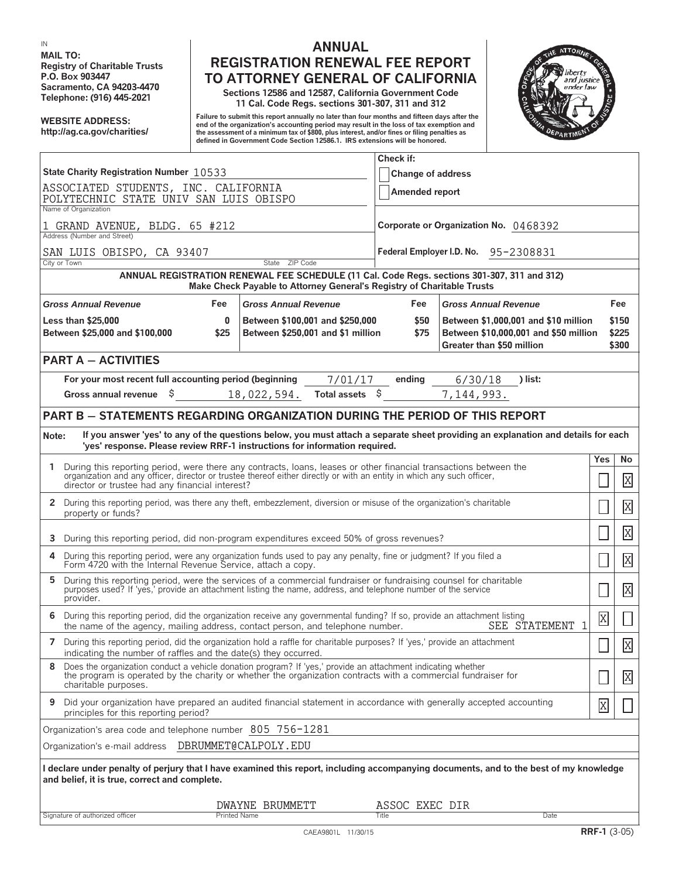IN

**MAIL TO:**
**Registry of Charitable Trusts**
**P.O. Box 903447**
**Sacramento, CA 94203-4470**
**Telephone: (916) 445-2021**

**WEBSITE ADDRESS:**
**http://ag.ca.gov/charities/**

# ANNUAL REGISTRATION RENEWAL FEE REPORT TO ATTORNEY GENERAL OF CALIFORNIA

**Sections 12586 and 12587, California Government Code**
**11 Cal. Code Regs. sections 301-307, 311 and 312**

**Failure to submit this report annually no later than four months and fifteen days after the end of the organization's accounting period may result in the loss of tax exemption and the assessment of a minimum tax of $800, plus interest, and/or fines or filing penalties as defined in Government Code Section 12586.1. IRS extensions will be honored.**

| | |
|---|---|
| **State Charity Registration Number** 10533 | **Check if:** ☐ **Change of address** ☐ **Amended report** |
| ASSOCIATED STUDENTS, INC. CALIFORNIA POLYTECHNIC STATE UNIV SAN LUIS OBISPO (Name of Organization) | |
| 1 GRAND AVENUE, BLDG. 65 #212 (Address (Number and Street)) | **Corporate or Organization No.** 0468392 |
| SAN LUIS OBISPO, CA 93407 (City or Town, State, ZIP Code) | **Federal Employer I.D. No.** 95-2308831 |

**ANNUAL REGISTRATION RENEWAL FEE SCHEDULE (11 Cal. Code Regs. sections 301-307, 311 and 312)**
**Make Check Payable to Attorney General's Registry of Charitable Trusts**

| *Gross Annual Revenue* | Fee | *Gross Annual Revenue* | Fee | *Gross Annual Revenue* | Fee |
|---|---|---|---|---|---|
| Less than $25,000 | 0 | Between $100,001 and $250,000 | $50 | Between $1,000,001 and $10 million | $150 |
| Between $25,000 and $100,000 | $25 | Between $250,001 and $1 million | $75 | Between $10,000,001 and $50 million | $225 |
| | | | | Greater than $50 million | $300 |

## PART A — ACTIVITIES

For your most recent full accounting period (beginning 7/01/17 ending 6/30/18 ) list:

Gross annual revenue $ 18,022,594. Total assets $ 7,144,993.

## PART B — STATEMENTS REGARDING ORGANIZATION DURING THE PERIOD OF THIS REPORT

**Note:** **If you answer 'yes' to any of the questions below, you must attach a separate sheet providing an explanation and details for each 'yes' response. Please review RRF-1 instructions for information required.**

| | | Yes | No |
|---|---|---|---|
| 1 | During this reporting period, were there any contracts, loans, leases or other financial transactions between the organization and any officer, director or trustee thereof either directly or with an entity in which any such officer, director or trustee had any financial interest? | | X |
| 2 | During this reporting period, was there any theft, embezzlement, diversion or misuse of the organization's charitable property or funds? | | X |
| 3 | During this reporting period, did non-program expenditures exceed 50% of gross revenues? | | X |
| 4 | During this reporting period, were any organization funds used to pay any penalty, fine or judgment? If you filed a Form 4720 with the Internal Revenue Service, attach a copy. | | X |
| 5 | During this reporting period, were the services of a commercial fundraiser or fundraising counsel for charitable purposes used? If 'yes,' provide an attachment listing the name, address, and telephone number of the service provider. | | X |
| 6 | During this reporting period, did the organization receive any governmental funding? If so, provide an attachment listing the name of the agency, mailing address, contact person, and telephone number. SEE STATEMENT 1 | X | |
| 7 | During this reporting period, did the organization hold a raffle for charitable purposes? If 'yes,' provide an attachment indicating the number of raffles and the date(s) they occurred. | | X |
| 8 | Does the organization conduct a vehicle donation program? If 'yes,' provide an attachment indicating whether the program is operated by the charity or whether the organization contracts with a commercial fundraiser for charitable purposes. | | X |
| 9 | Did your organization have prepared an audited financial statement in accordance with generally accepted accounting principles for this reporting period? | X | |

Organization's area code and telephone number 805 756-1281

Organization's e-mail address DBRUMMET@CALPOLY.EDU

**I declare under penalty of perjury that I have examined this report, including accompanying documents, and to the best of my knowledge and belief, it is true, correct and complete.**

| Signature of authorized officer | Printed Name | Title | Date |
|---|---|---|---|
| | DWAYNE BRUMMETT | ASSOC EXEC DIR | |

CAEA9801L 11/30/15 **RRF-1** (3-05)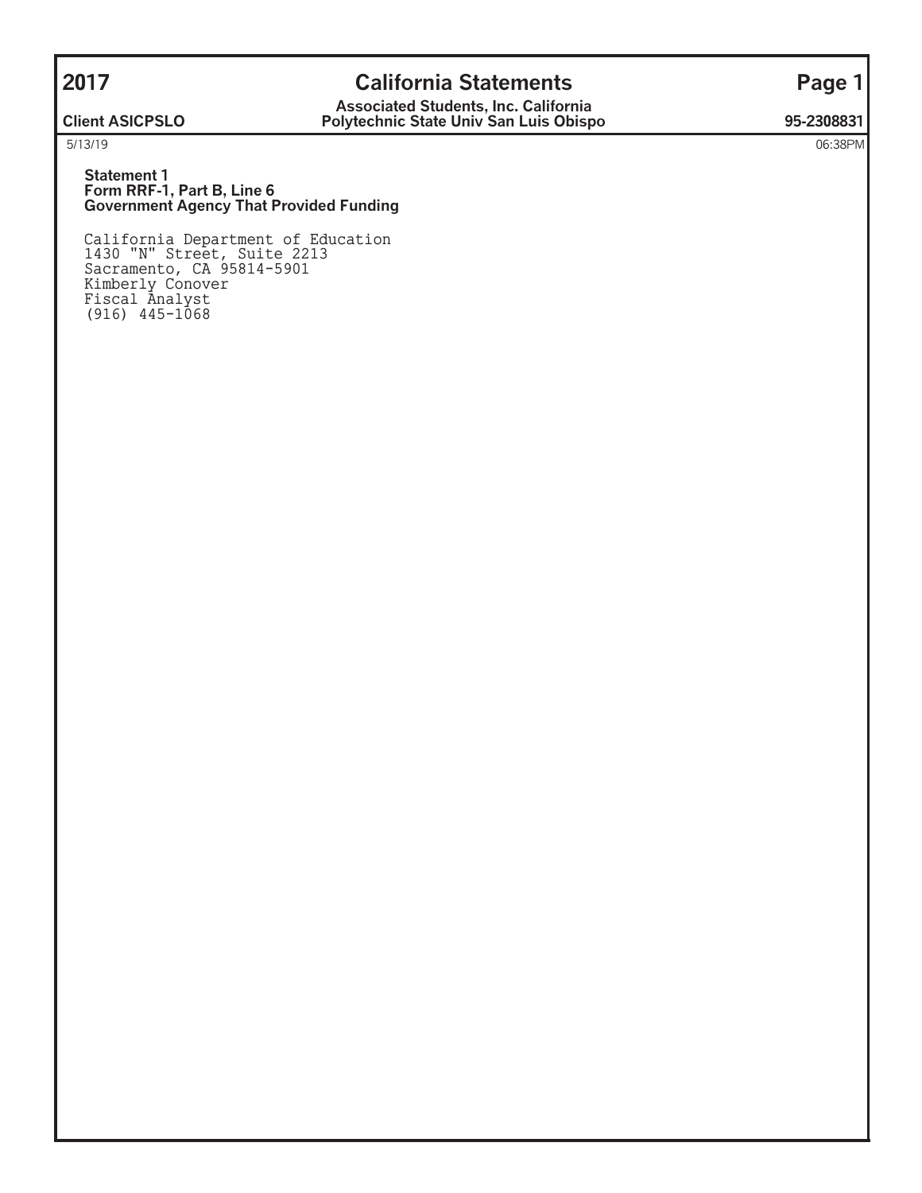# 2017 California Statements

**Client ASICPSLO**

**Associated Students, Inc. California Polytechnic State Univ San Luis Obispo**

**95-2308831**

5/13/19 06:38PM

### Statement 1
### Form RRF-1, Part B, Line 6
### Government Agency That Provided Funding

California Department of Education
1430 "N" Street, Suite 2213
Sacramento, CA 95814-5901
Kimberly Conover
Fiscal Analyst
(916) 445-1068